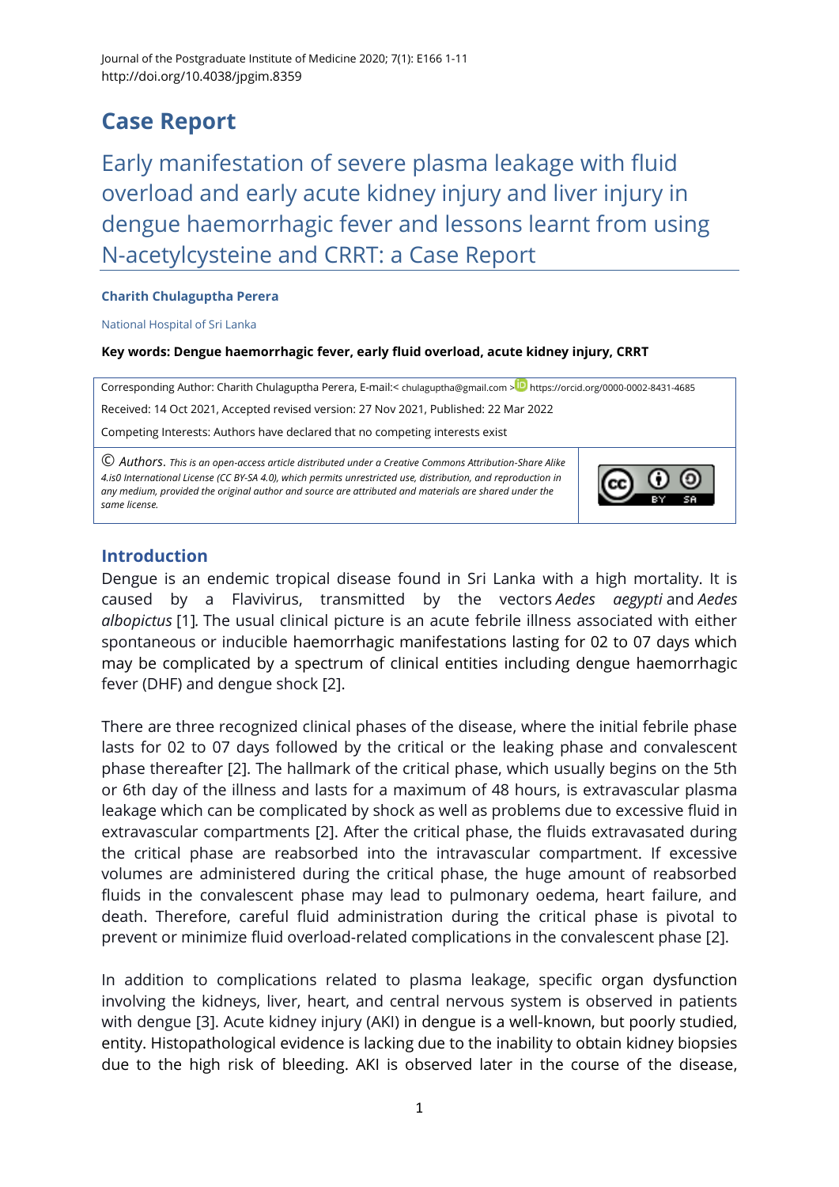Journal of the Postgraduate Institute of Medicine 2020; 7(1): E166 1-11
http://doi.org/10.4038/jpgim.8359

# Case Report

## Early manifestation of severe plasma leakage with fluid overload and early acute kidney injury and liver injury in dengue haemorrhagic fever and lessons learnt from using N-acetylcysteine and CRRT: a Case Report

**Charith Chulaguptha Perera**

National Hospital of Sri Lanka

**Key words: Dengue haemorrhagic fever, early fluid overload, acute kidney injury, CRRT**

Corresponding Author: Charith Chulaguptha Perera, E-mail:< chulaguptha@gmail.com > https://orcid.org/0000-0002-8431-4685

Received: 14 Oct 2021, Accepted revised version: 27 Nov 2021, Published: 22 Mar 2022

Competing Interests: Authors have declared that no competing interests exist

© *Authors. This is an open-access article distributed under a Creative Commons Attribution-Share Alike 4.is0 International License (CC BY-SA 4.0), which permits unrestricted use, distribution, and reproduction in any medium, provided the original author and source are attributed and materials are shared under the same license.*

## Introduction

Dengue is an endemic tropical disease found in Sri Lanka with a high mortality. It is caused by a Flavivirus, transmitted by the vectors *Aedes aegypti* and *Aedes albopictus* [1]. The usual clinical picture is an acute febrile illness associated with either spontaneous or inducible haemorrhagic manifestations lasting for 02 to 07 days which may be complicated by a spectrum of clinical entities including dengue haemorrhagic fever (DHF) and dengue shock [2].

There are three recognized clinical phases of the disease, where the initial febrile phase lasts for 02 to 07 days followed by the critical or the leaking phase and convalescent phase thereafter [2]. The hallmark of the critical phase, which usually begins on the 5th or 6th day of the illness and lasts for a maximum of 48 hours, is extravascular plasma leakage which can be complicated by shock as well as problems due to excessive fluid in extravascular compartments [2]. After the critical phase, the fluids extravasated during the critical phase are reabsorbed into the intravascular compartment. If excessive volumes are administered during the critical phase, the huge amount of reabsorbed fluids in the convalescent phase may lead to pulmonary oedema, heart failure, and death. Therefore, careful fluid administration during the critical phase is pivotal to prevent or minimize fluid overload-related complications in the convalescent phase [2].

In addition to complications related to plasma leakage, specific organ dysfunction involving the kidneys, liver, heart, and central nervous system is observed in patients with dengue [3]. Acute kidney injury (AKI) in dengue is a well-known, but poorly studied, entity. Histopathological evidence is lacking due to the inability to obtain kidney biopsies due to the high risk of bleeding. AKI is observed later in the course of the disease,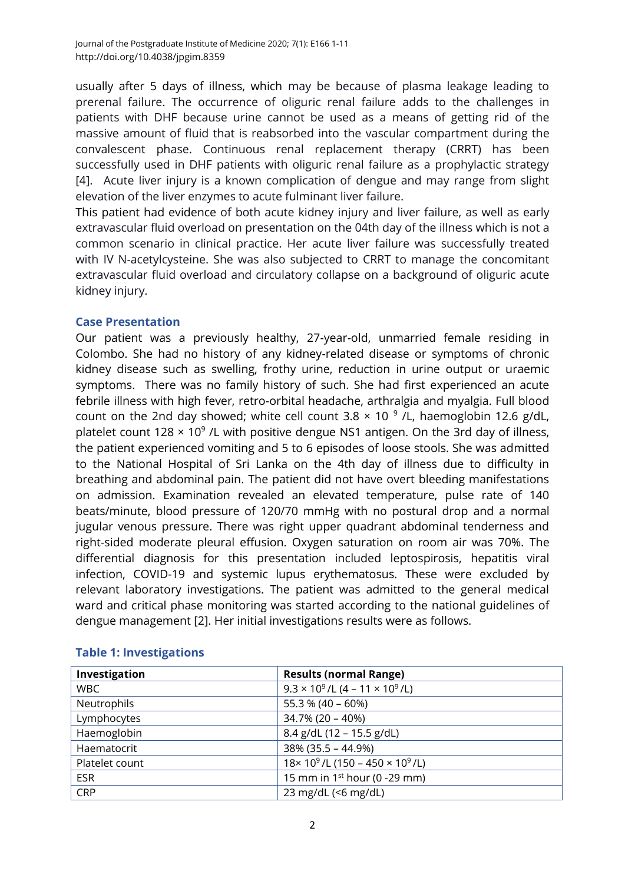usually after 5 days of illness, which may be because of plasma leakage leading to prerenal failure. The occurrence of oliguric renal failure adds to the challenges in patients with DHF because urine cannot be used as a means of getting rid of the massive amount of fluid that is reabsorbed into the vascular compartment during the convalescent phase. Continuous renal replacement therapy (CRRT) has been successfully used in DHF patients with oliguric renal failure as a prophylactic strategy [4]. Acute liver injury is a known complication of dengue and may range from slight elevation of the liver enzymes to acute fulminant liver failure.

This patient had evidence of both acute kidney injury and liver failure, as well as early extravascular fluid overload on presentation on the 04th day of the illness which is not a common scenario in clinical practice. Her acute liver failure was successfully treated with IV N-acetylcysteine. She was also subjected to CRRT to manage the concomitant extravascular fluid overload and circulatory collapse on a background of oliguric acute kidney injury.

## Case Presentation

Our patient was a previously healthy, 27-year-old, unmarried female residing in Colombo. She had no history of any kidney-related disease or symptoms of chronic kidney disease such as swelling, frothy urine, reduction in urine output or uraemic symptoms. There was no family history of such. She had first experienced an acute febrile illness with high fever, retro-orbital headache, arthralgia and myalgia. Full blood count on the 2nd day showed; white cell count $3.8 \times 10^{9}$ /L, haemoglobin 12.6 g/dL, platelet count $128 \times 10^{9}$ /L with positive dengue NS1 antigen. On the 3rd day of illness, the patient experienced vomiting and 5 to 6 episodes of loose stools. She was admitted to the National Hospital of Sri Lanka on the 4th day of illness due to difficulty in breathing and abdominal pain. The patient did not have overt bleeding manifestations on admission. Examination revealed an elevated temperature, pulse rate of 140 beats/minute, blood pressure of 120/70 mmHg with no postural drop and a normal jugular venous pressure. There was right upper quadrant abdominal tenderness and right-sided moderate pleural effusion. Oxygen saturation on room air was 70%. The differential diagnosis for this presentation included leptospirosis, hepatitis viral infection, COVID-19 and systemic lupus erythematosus. These were excluded by relevant laboratory investigations. The patient was admitted to the general medical ward and critical phase monitoring was started according to the national guidelines of dengue management [2]. Her initial investigations results were as follows.

**Table 1: Investigations**

| Investigation | Results (normal Range) |
|---|---|
| WBC | $9.3 \times 10^{9}$/L ($4 – 11 \times 10^{9}$/L) |
| Neutrophils | 55.3 % (40 – 60%) |
| Lymphocytes | 34.7% (20 – 40%) |
| Haemoglobin | 8.4 g/dL (12 – 15.5 g/dL) |
| Haematocrit | 38% (35.5 – 44.9%) |
| Platelet count | $18 \times 10^{9}$/L ($150 – 450 \times 10^{9}$/L) |
| ESR | 15 mm in 1st hour (0 -29 mm) |
| CRP | 23 mg/dL (<6 mg/dL) |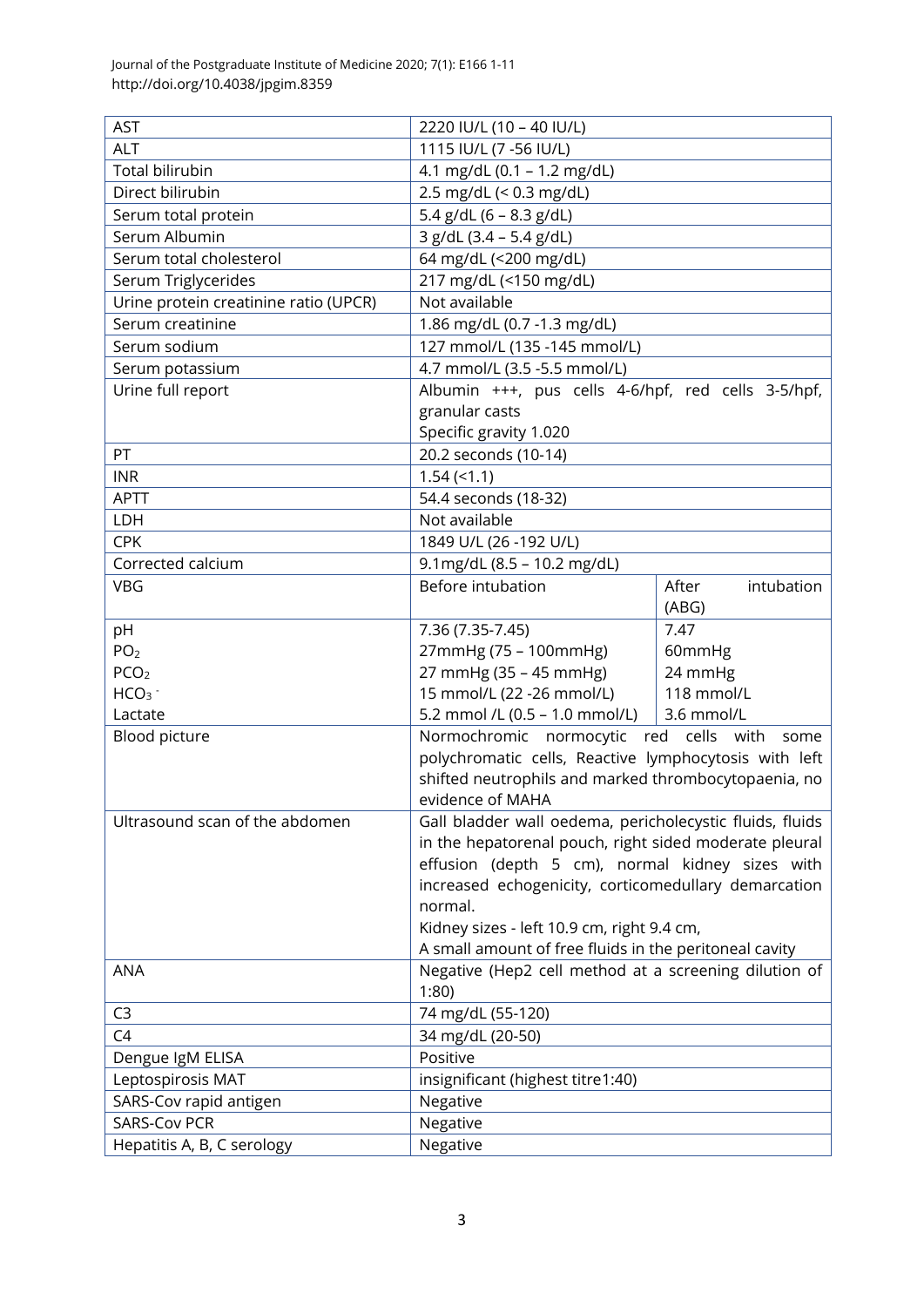| AST | 2220 IU/L (10 – 40 IU/L) | |
|---|---|---|
| ALT | 1115 IU/L (7 -56 IU/L) | |
| Total bilirubin | 4.1 mg/dL (0.1 – 1.2 mg/dL) | |
| Direct bilirubin | 2.5 mg/dL (< 0.3 mg/dL) | |
| Serum total protein | 5.4 g/dL (6 – 8.3 g/dL) | |
| Serum Albumin | 3 g/dL (3.4 – 5.4 g/dL) | |
| Serum total cholesterol | 64 mg/dL (<200 mg/dL) | |
| Serum Triglycerides | 217 mg/dL (<150 mg/dL) | |
| Urine protein creatinine ratio (UPCR) | Not available | |
| Serum creatinine | 1.86 mg/dL (0.7 -1.3 mg/dL) | |
| Serum sodium | 127 mmol/L (135 -145 mmol/L) | |
| Serum potassium | 4.7 mmol/L (3.5 -5.5 mmol/L) | |
| Urine full report | Albumin +++, pus cells 4-6/hpf, red cells 3-5/hpf, granular casts<br>Specific gravity 1.020 | |
| PT | 20.2 seconds (10-14) | |
| INR | 1.54 (<1.1) | |
| APTT | 54.4 seconds (18-32) | |
| LDH | Not available | |
| CPK | 1849 U/L (26 -192 U/L) | |
| Corrected calcium | 9.1mg/dL (8.5 – 10.2 mg/dL) | |
| VBG | Before intubation | After intubation (ABG) |
| pH<br>$PO_2$<br>$PCO_2$<br>$HCO_3^-$<br>Lactate | 7.36 (7.35-7.45)<br>27mmHg (75 – 100mmHg)<br>27 mmHg (35 – 45 mmHg)<br>15 mmol/L (22 -26 mmol/L)<br>5.2 mmol /L (0.5 – 1.0 mmol/L) | 7.47<br>60mmHg<br>24 mmHg<br>118 mmol/L<br>3.6 mmol/L |
| Blood picture | Normochromic normocytic red cells with some polychromatic cells, Reactive lymphocytosis with left shifted neutrophils and marked thrombocytopaenia, no evidence of MAHA | |
| Ultrasound scan of the abdomen | Gall bladder wall oedema, pericholecystic fluids, fluids in the hepatorenal pouch, right sided moderate pleural effusion (depth 5 cm), normal kidney sizes with increased echogenicity, corticomedullary demarcation normal.<br>Kidney sizes - left 10.9 cm, right 9.4 cm,<br>A small amount of free fluids in the peritoneal cavity | |
| ANA | Negative (Hep2 cell method at a screening dilution of 1:80) | |
| C3 | 74 mg/dL (55-120) | |
| C4 | 34 mg/dL (20-50) | |
| Dengue IgM ELISA | Positive | |
| Leptospirosis MAT | insignificant (highest titre1:40) | |
| SARS-Cov rapid antigen | Negative | |
| SARS-Cov PCR | Negative | |
| Hepatitis A, B, C serology | Negative | |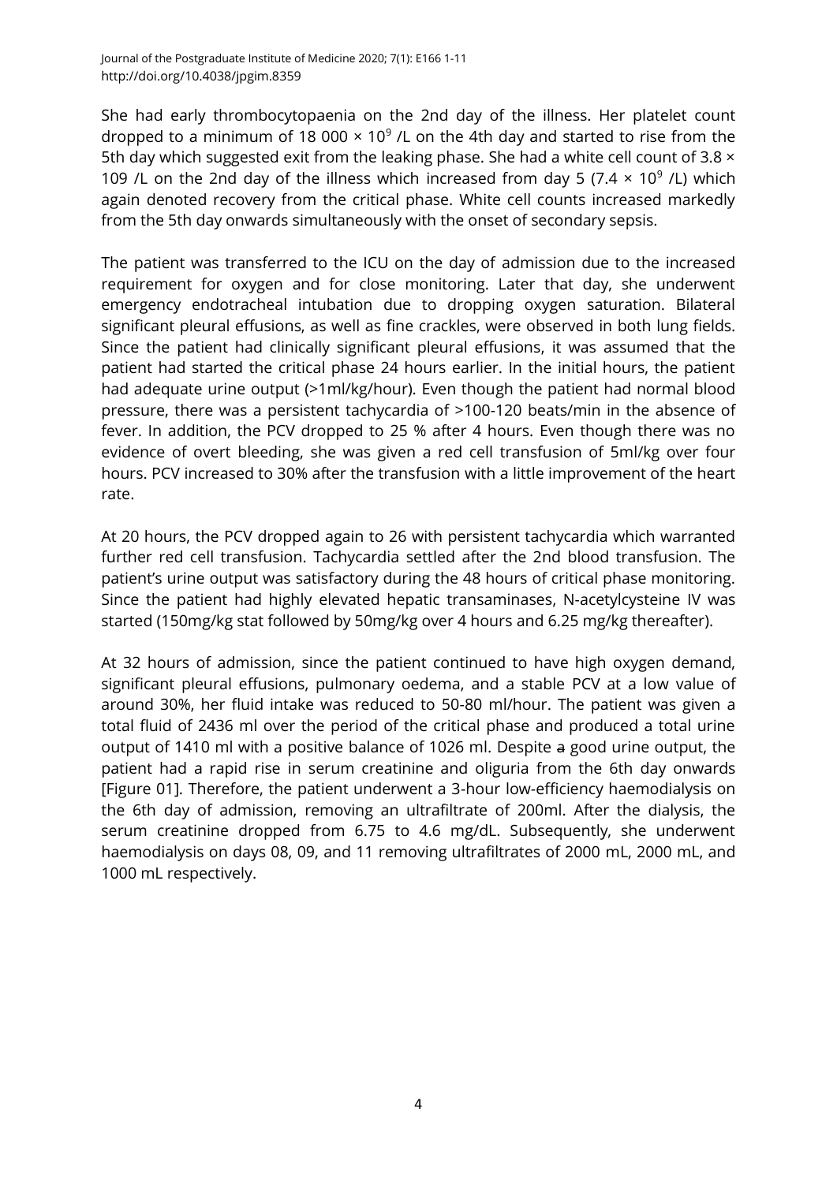She had early thrombocytopaenia on the 2nd day of the illness. Her platelet count dropped to a minimum of 18 000 × $10^9$ /L on the 4th day and started to rise from the 5th day which suggested exit from the leaking phase. She had a white cell count of 3.8 × 109 /L on the 2nd day of the illness which increased from day 5 (7.4 × $10^9$ /L) which again denoted recovery from the critical phase. White cell counts increased markedly from the 5th day onwards simultaneously with the onset of secondary sepsis.

The patient was transferred to the ICU on the day of admission due to the increased requirement for oxygen and for close monitoring. Later that day, she underwent emergency endotracheal intubation due to dropping oxygen saturation. Bilateral significant pleural effusions, as well as fine crackles, were observed in both lung fields. Since the patient had clinically significant pleural effusions, it was assumed that the patient had started the critical phase 24 hours earlier. In the initial hours, the patient had adequate urine output (>1ml/kg/hour). Even though the patient had normal blood pressure, there was a persistent tachycardia of >100-120 beats/min in the absence of fever. In addition, the PCV dropped to 25 % after 4 hours. Even though there was no evidence of overt bleeding, she was given a red cell transfusion of 5ml/kg over four hours. PCV increased to 30% after the transfusion with a little improvement of the heart rate.

At 20 hours, the PCV dropped again to 26 with persistent tachycardia which warranted further red cell transfusion. Tachycardia settled after the 2nd blood transfusion. The patient's urine output was satisfactory during the 48 hours of critical phase monitoring. Since the patient had highly elevated hepatic transaminases, N-acetylcysteine IV was started (150mg/kg stat followed by 50mg/kg over 4 hours and 6.25 mg/kg thereafter).

At 32 hours of admission, since the patient continued to have high oxygen demand, significant pleural effusions, pulmonary oedema, and a stable PCV at a low value of around 30%, her fluid intake was reduced to 50-80 ml/hour. The patient was given a total fluid of 2436 ml over the period of the critical phase and produced a total urine output of 1410 ml with a positive balance of 1026 ml. Despite a good urine output, the patient had a rapid rise in serum creatinine and oliguria from the 6th day onwards [Figure 01]. Therefore, the patient underwent a 3-hour low-efficiency haemodialysis on the 6th day of admission, removing an ultrafiltrate of 200ml. After the dialysis, the serum creatinine dropped from 6.75 to 4.6 mg/dL. Subsequently, she underwent haemodialysis on days 08, 09, and 11 removing ultrafiltrates of 2000 mL, 2000 mL, and 1000 mL respectively.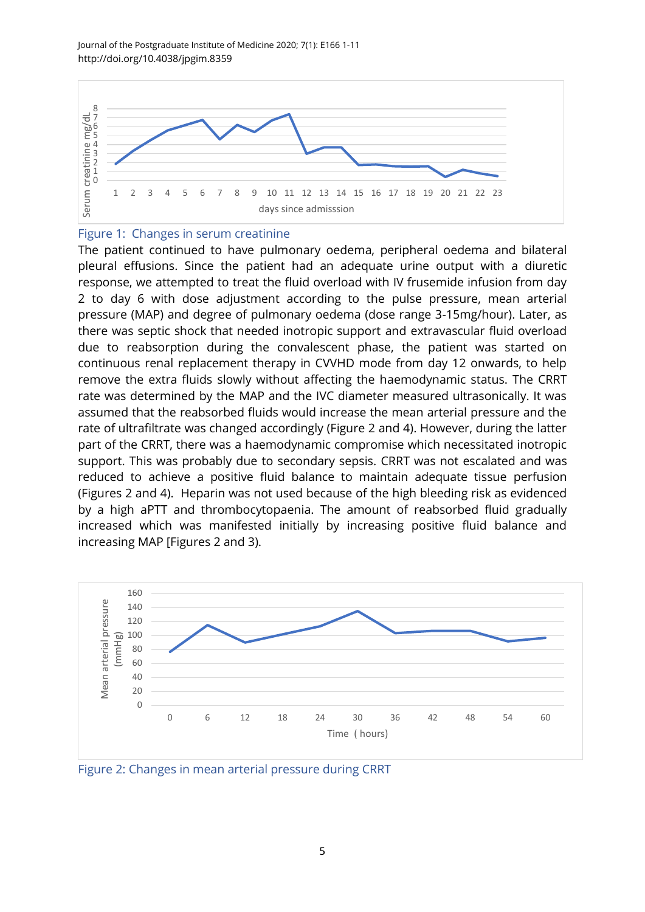Figure 1: Changes in serum creatinine

The patient continued to have pulmonary oedema, peripheral oedema and bilateral pleural effusions. Since the patient had an adequate urine output with a diuretic response, we attempted to treat the fluid overload with IV frusemide infusion from day 2 to day 6 with dose adjustment according to the pulse pressure, mean arterial pressure (MAP) and degree of pulmonary oedema (dose range 3-15mg/hour). Later, as there was septic shock that needed inotropic support and extravascular fluid overload due to reabsorption during the convalescent phase, the patient was started on continuous renal replacement therapy in CVVHD mode from day 12 onwards, to help remove the extra fluids slowly without affecting the haemodynamic status. The CRRT rate was determined by the MAP and the IVC diameter measured ultrasonically. It was assumed that the reabsorbed fluids would increase the mean arterial pressure and the rate of ultrafiltrate was changed accordingly (Figure 2 and 4). However, during the latter part of the CRRT, there was a haemodynamic compromise which necessitated inotropic support. This was probably due to secondary sepsis. CRRT was not escalated and was reduced to achieve a positive fluid balance to maintain adequate tissue perfusion (Figures 2 and 4). Heparin was not used because of the high bleeding risk as evidenced by a high aPTT and thrombocytopaenia. The amount of reabsorbed fluid gradually increased which was manifested initially by increasing positive fluid balance and increasing MAP [Figures 2 and 3).

Figure 2: Changes in mean arterial pressure during CRRT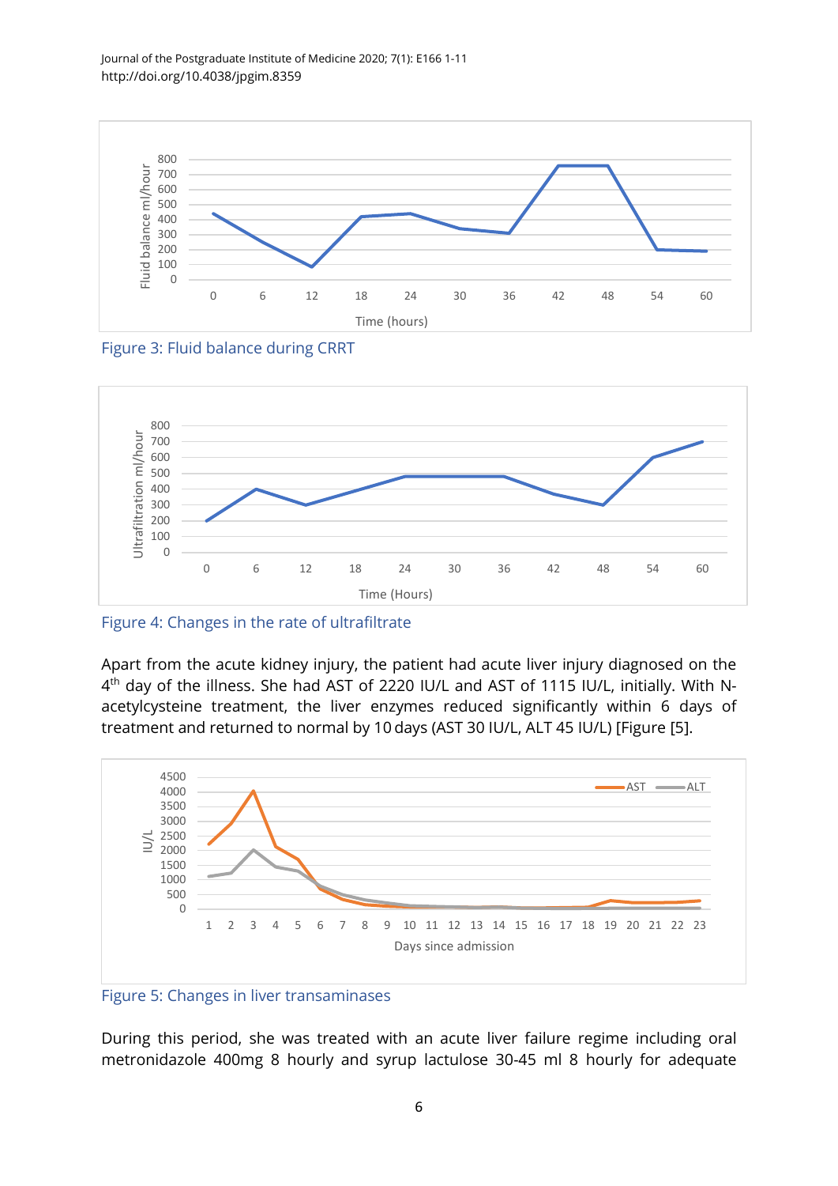Figure 3: Fluid balance during CRRT

Figure 4: Changes in the rate of ultrafiltrate

Apart from the acute kidney injury, the patient had acute liver injury diagnosed on the 4th day of the illness. She had AST of 2220 IU/L and AST of 1115 IU/L, initially. With N-acetylcysteine treatment, the liver enzymes reduced significantly within 6 days of treatment and returned to normal by 10 days (AST 30 IU/L, ALT 45 IU/L) [Figure [5].

Figure 5: Changes in liver transaminases

During this period, she was treated with an acute liver failure regime including oral metronidazole 400mg 8 hourly and syrup lactulose 30-45 ml 8 hourly for adequate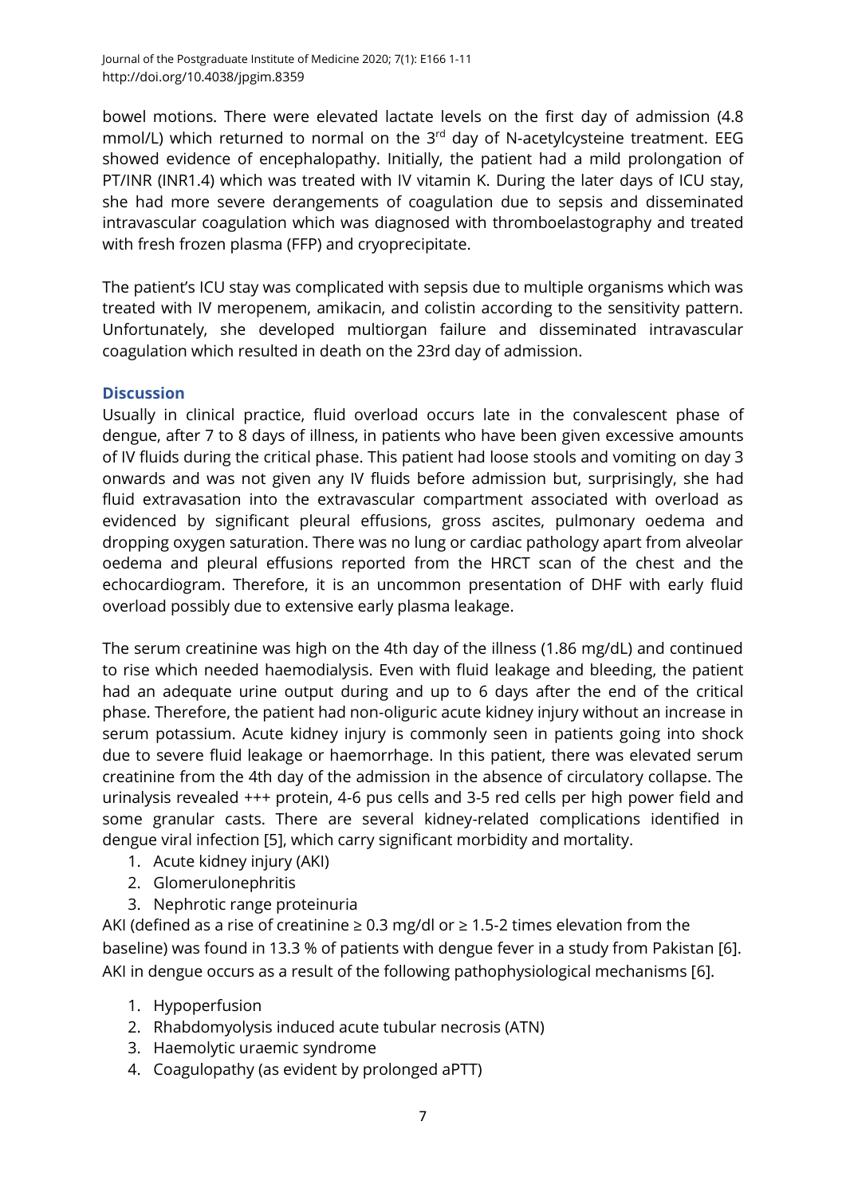bowel motions. There were elevated lactate levels on the first day of admission (4.8 mmol/L) which returned to normal on the 3rd day of N-acetylcysteine treatment. EEG showed evidence of encephalopathy. Initially, the patient had a mild prolongation of PT/INR (INR1.4) which was treated with IV vitamin K. During the later days of ICU stay, she had more severe derangements of coagulation due to sepsis and disseminated intravascular coagulation which was diagnosed with thromboelastography and treated with fresh frozen plasma (FFP) and cryoprecipitate.

The patient's ICU stay was complicated with sepsis due to multiple organisms which was treated with IV meropenem, amikacin, and colistin according to the sensitivity pattern. Unfortunately, she developed multiorgan failure and disseminated intravascular coagulation which resulted in death on the 23rd day of admission.

## Discussion

Usually in clinical practice, fluid overload occurs late in the convalescent phase of dengue, after 7 to 8 days of illness, in patients who have been given excessive amounts of IV fluids during the critical phase. This patient had loose stools and vomiting on day 3 onwards and was not given any IV fluids before admission but, surprisingly, she had fluid extravasation into the extravascular compartment associated with overload as evidenced by significant pleural effusions, gross ascites, pulmonary oedema and dropping oxygen saturation. There was no lung or cardiac pathology apart from alveolar oedema and pleural effusions reported from the HRCT scan of the chest and the echocardiogram. Therefore, it is an uncommon presentation of DHF with early fluid overload possibly due to extensive early plasma leakage.

The serum creatinine was high on the 4th day of the illness (1.86 mg/dL) and continued to rise which needed haemodialysis. Even with fluid leakage and bleeding, the patient had an adequate urine output during and up to 6 days after the end of the critical phase. Therefore, the patient had non-oliguric acute kidney injury without an increase in serum potassium. Acute kidney injury is commonly seen in patients going into shock due to severe fluid leakage or haemorrhage. In this patient, there was elevated serum creatinine from the 4th day of the admission in the absence of circulatory collapse. The urinalysis revealed +++ protein, 4-6 pus cells and 3-5 red cells per high power field and some granular casts. There are several kidney-related complications identified in dengue viral infection [5], which carry significant morbidity and mortality.

1. Acute kidney injury (AKI)
2. Glomerulonephritis
3. Nephrotic range proteinuria

AKI (defined as a rise of creatinine ≥ 0.3 mg/dl or ≥ 1.5-2 times elevation from the baseline) was found in 13.3 % of patients with dengue fever in a study from Pakistan [6]. AKI in dengue occurs as a result of the following pathophysiological mechanisms [6].

1. Hypoperfusion
2. Rhabdomyolysis induced acute tubular necrosis (ATN)
3. Haemolytic uraemic syndrome
4. Coagulopathy (as evident by prolonged aPTT)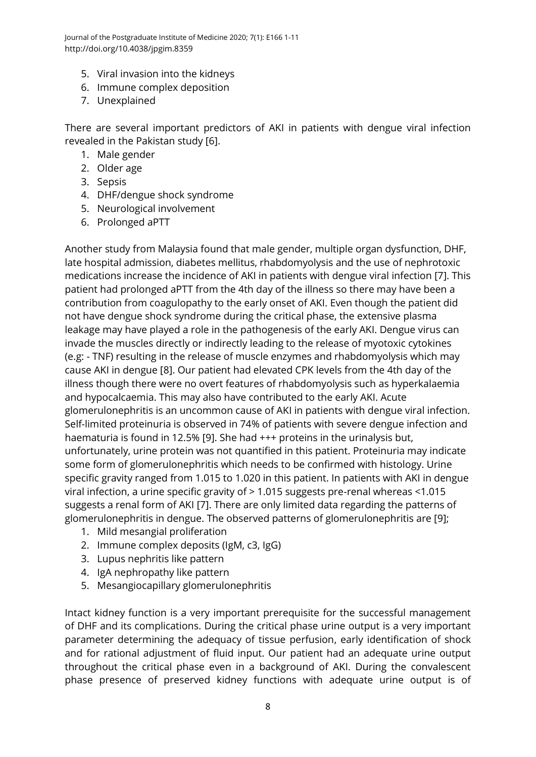5. Viral invasion into the kidneys
6. Immune complex deposition
7. Unexplained

There are several important predictors of AKI in patients with dengue viral infection revealed in the Pakistan study [6].

1. Male gender
2. Older age
3. Sepsis
4. DHF/dengue shock syndrome
5. Neurological involvement
6. Prolonged aPTT

Another study from Malaysia found that male gender, multiple organ dysfunction, DHF, late hospital admission, diabetes mellitus, rhabdomyolysis and the use of nephrotoxic medications increase the incidence of AKI in patients with dengue viral infection [7]. This patient had prolonged aPTT from the 4th day of the illness so there may have been a contribution from coagulopathy to the early onset of AKI. Even though the patient did not have dengue shock syndrome during the critical phase, the extensive plasma leakage may have played a role in the pathogenesis of the early AKI. Dengue virus can invade the muscles directly or indirectly leading to the release of myotoxic cytokines (e.g: - TNF) resulting in the release of muscle enzymes and rhabdomyolysis which may cause AKI in dengue [8]. Our patient had elevated CPK levels from the 4th day of the illness though there were no overt features of rhabdomyolysis such as hyperkalaemia and hypocalcaemia. This may also have contributed to the early AKI. Acute glomerulonephritis is an uncommon cause of AKI in patients with dengue viral infection. Self-limited proteinuria is observed in 74% of patients with severe dengue infection and haematuria is found in 12.5% [9]. She had +++ proteins in the urinalysis but, unfortunately, urine protein was not quantified in this patient. Proteinuria may indicate some form of glomerulonephritis which needs to be confirmed with histology. Urine specific gravity ranged from 1.015 to 1.020 in this patient. In patients with AKI in dengue viral infection, a urine specific gravity of > 1.015 suggests pre-renal whereas <1.015 suggests a renal form of AKI [7]. There are only limited data regarding the patterns of glomerulonephritis in dengue. The observed patterns of glomerulonephritis are [9];

1. Mild mesangial proliferation
2. Immune complex deposits (IgM, c3, IgG)
3. Lupus nephritis like pattern
4. IgA nephropathy like pattern
5. Mesangiocapillary glomerulonephritis

Intact kidney function is a very important prerequisite for the successful management of DHF and its complications. During the critical phase urine output is a very important parameter determining the adequacy of tissue perfusion, early identification of shock and for rational adjustment of fluid input. Our patient had an adequate urine output throughout the critical phase even in a background of AKI. During the convalescent phase presence of preserved kidney functions with adequate urine output is of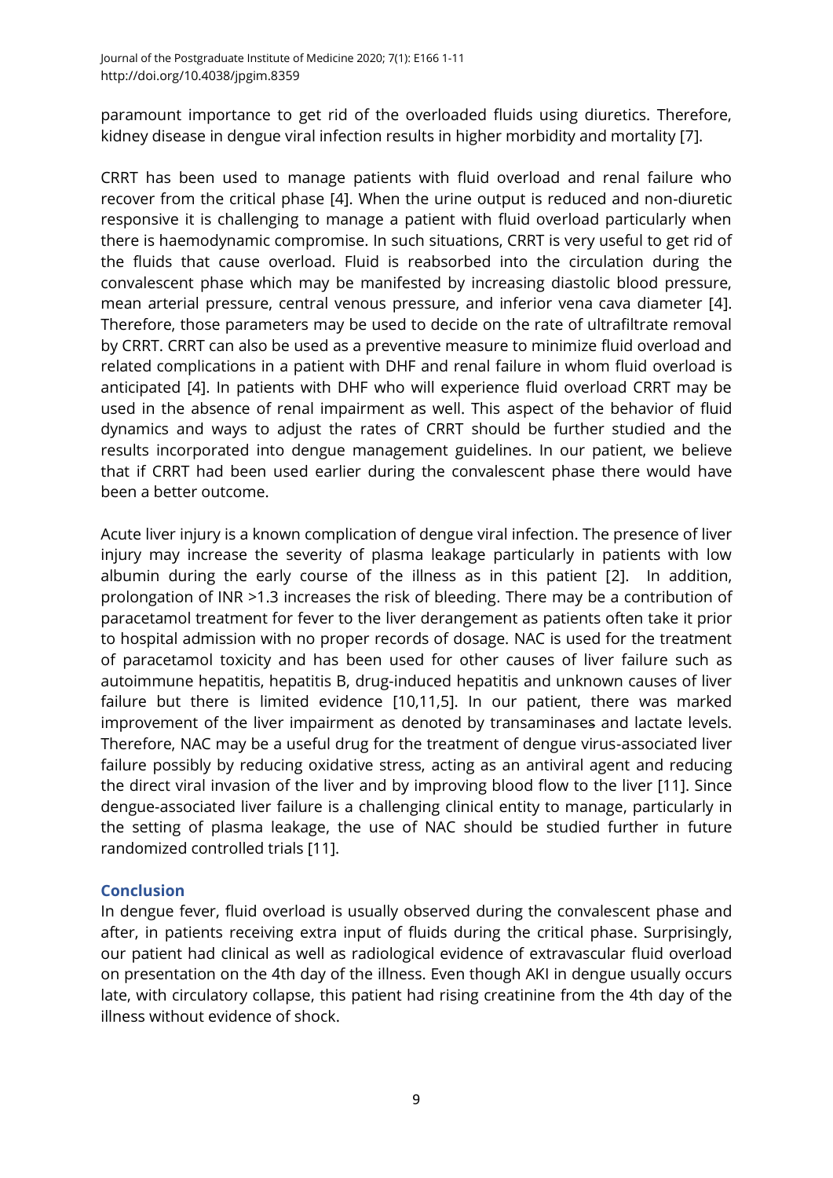paramount importance to get rid of the overloaded fluids using diuretics. Therefore, kidney disease in dengue viral infection results in higher morbidity and mortality [7].

CRRT has been used to manage patients with fluid overload and renal failure who recover from the critical phase [4]. When the urine output is reduced and non-diuretic responsive it is challenging to manage a patient with fluid overload particularly when there is haemodynamic compromise. In such situations, CRRT is very useful to get rid of the fluids that cause overload. Fluid is reabsorbed into the circulation during the convalescent phase which may be manifested by increasing diastolic blood pressure, mean arterial pressure, central venous pressure, and inferior vena cava diameter [4]. Therefore, those parameters may be used to decide on the rate of ultrafiltrate removal by CRRT. CRRT can also be used as a preventive measure to minimize fluid overload and related complications in a patient with DHF and renal failure in whom fluid overload is anticipated [4]. In patients with DHF who will experience fluid overload CRRT may be used in the absence of renal impairment as well. This aspect of the behavior of fluid dynamics and ways to adjust the rates of CRRT should be further studied and the results incorporated into dengue management guidelines. In our patient, we believe that if CRRT had been used earlier during the convalescent phase there would have been a better outcome.

Acute liver injury is a known complication of dengue viral infection. The presence of liver injury may increase the severity of plasma leakage particularly in patients with low albumin during the early course of the illness as in this patient [2]. In addition, prolongation of INR >1.3 increases the risk of bleeding. There may be a contribution of paracetamol treatment for fever to the liver derangement as patients often take it prior to hospital admission with no proper records of dosage. NAC is used for the treatment of paracetamol toxicity and has been used for other causes of liver failure such as autoimmune hepatitis, hepatitis B, drug-induced hepatitis and unknown causes of liver failure but there is limited evidence [10,11,5]. In our patient, there was marked improvement of the liver impairment as denoted by transaminases and lactate levels. Therefore, NAC may be a useful drug for the treatment of dengue virus-associated liver failure possibly by reducing oxidative stress, acting as an antiviral agent and reducing the direct viral invasion of the liver and by improving blood flow to the liver [11]. Since dengue-associated liver failure is a challenging clinical entity to manage, particularly in the setting of plasma leakage, the use of NAC should be studied further in future randomized controlled trials [11].

## Conclusion

In dengue fever, fluid overload is usually observed during the convalescent phase and after, in patients receiving extra input of fluids during the critical phase. Surprisingly, our patient had clinical as well as radiological evidence of extravascular fluid overload on presentation on the 4th day of the illness. Even though AKI in dengue usually occurs late, with circulatory collapse, this patient had rising creatinine from the 4th day of the illness without evidence of shock.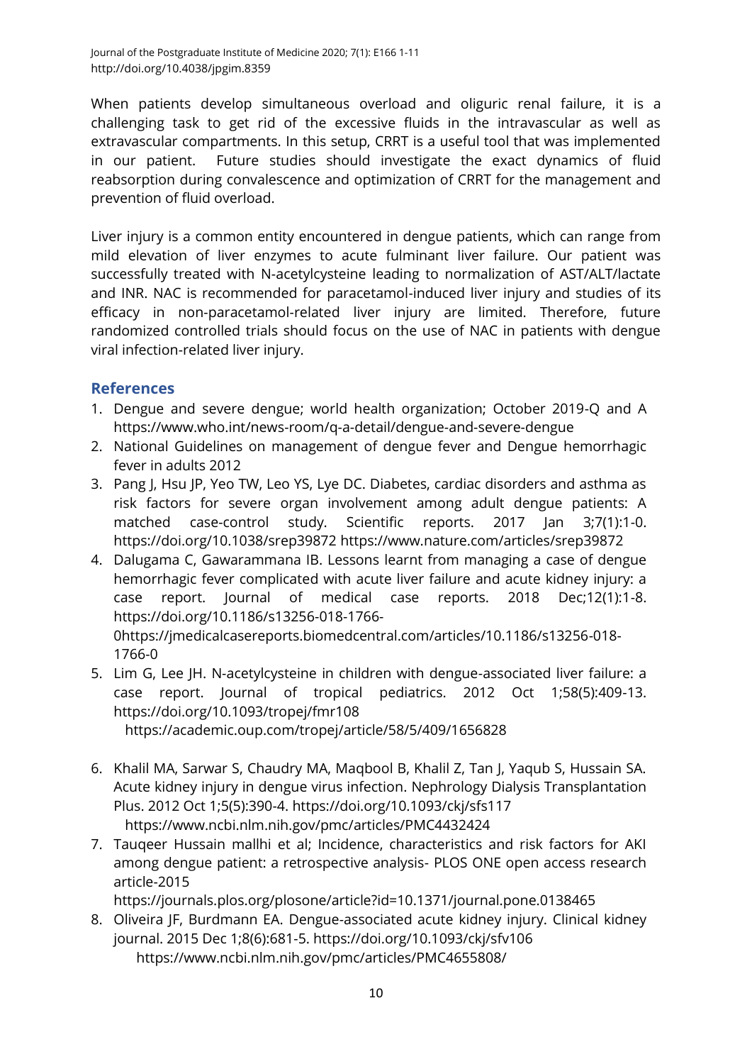When patients develop simultaneous overload and oliguric renal failure, it is a challenging task to get rid of the excessive fluids in the intravascular as well as extravascular compartments. In this setup, CRRT is a useful tool that was implemented in our patient. Future studies should investigate the exact dynamics of fluid reabsorption during convalescence and optimization of CRRT for the management and prevention of fluid overload.

Liver injury is a common entity encountered in dengue patients, which can range from mild elevation of liver enzymes to acute fulminant liver failure. Our patient was successfully treated with N-acetylcysteine leading to normalization of AST/ALT/lactate and INR. NAC is recommended for paracetamol-induced liver injury and studies of its efficacy in non-paracetamol-related liver injury are limited. Therefore, future randomized controlled trials should focus on the use of NAC in patients with dengue viral infection-related liver injury.

## References

1. Dengue and severe dengue; world health organization; October 2019-Q and A https://www.who.int/news-room/q-a-detail/dengue-and-severe-dengue
2. National Guidelines on management of dengue fever and Dengue hemorrhagic fever in adults 2012
3. Pang J, Hsu JP, Yeo TW, Leo YS, Lye DC. Diabetes, cardiac disorders and asthma as risk factors for severe organ involvement among adult dengue patients: A matched case-control study. Scientific reports. 2017 Jan 3;7(1):1-0. https://doi.org/10.1038/srep39872 https://www.nature.com/articles/srep39872
4. Dalugama C, Gawarammana IB. Lessons learnt from managing a case of dengue hemorrhagic fever complicated with acute liver failure and acute kidney injury: a case report. Journal of medical case reports. 2018 Dec;12(1):1-8. https://doi.org/10.1186/s13256-018-1766-0https://jmedicalcasereports.biomedcentral.com/articles/10.1186/s13256-018-1766-0
5. Lim G, Lee JH. N-acetylcysteine in children with dengue-associated liver failure: a case report. Journal of tropical pediatrics. 2012 Oct 1;58(5):409-13. https://doi.org/10.1093/tropej/fmr108 https://academic.oup.com/tropej/article/58/5/409/1656828
6. Khalil MA, Sarwar S, Chaudry MA, Maqbool B, Khalil Z, Tan J, Yaqub S, Hussain SA. Acute kidney injury in dengue virus infection. Nephrology Dialysis Transplantation Plus. 2012 Oct 1;5(5):390-4. https://doi.org/10.1093/ckj/sfs117 https://www.ncbi.nlm.nih.gov/pmc/articles/PMC4432424
7. Tauqeer Hussain mallhi et al; Incidence, characteristics and risk factors for AKI among dengue patient: a retrospective analysis- PLOS ONE open access research article-2015 https://journals.plos.org/plosone/article?id=10.1371/journal.pone.0138465
8. Oliveira JF, Burdmann EA. Dengue-associated acute kidney injury. Clinical kidney journal. 2015 Dec 1;8(6):681-5. https://doi.org/10.1093/ckj/sfv106 https://www.ncbi.nlm.nih.gov/pmc/articles/PMC4655808/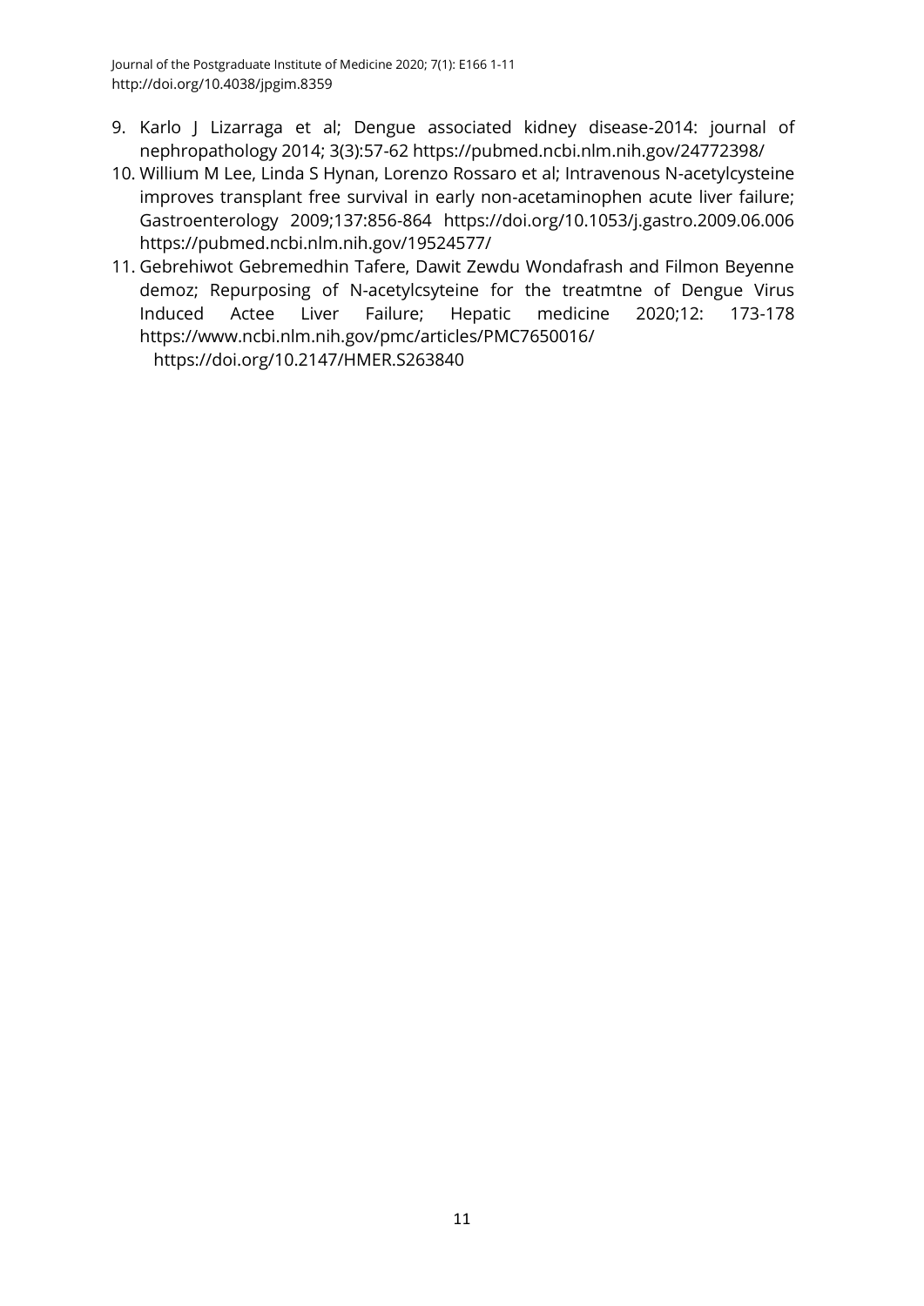9. Karlo J Lizarraga et al; Dengue associated kidney disease-2014: journal of nephropathology 2014; 3(3):57-62 https://pubmed.ncbi.nlm.nih.gov/24772398/
10. Willium M Lee, Linda S Hynan, Lorenzo Rossaro et al; Intravenous N-acetylcysteine improves transplant free survival in early non-acetaminophen acute liver failure; Gastroenterology 2009;137:856-864 https://doi.org/10.1053/j.gastro.2009.06.006 https://pubmed.ncbi.nlm.nih.gov/19524577/
11. Gebrehiwot Gebremedhin Tafere, Dawit Zewdu Wondafrash and Filmon Beyenne demoz; Repurposing of N-acetylcsyteine for the treatmtne of Dengue Virus Induced Actee Liver Failure; Hepatic medicine 2020;12: 173-178 https://www.ncbi.nlm.nih.gov/pmc/articles/PMC7650016/ https://doi.org/10.2147/HMER.S263840